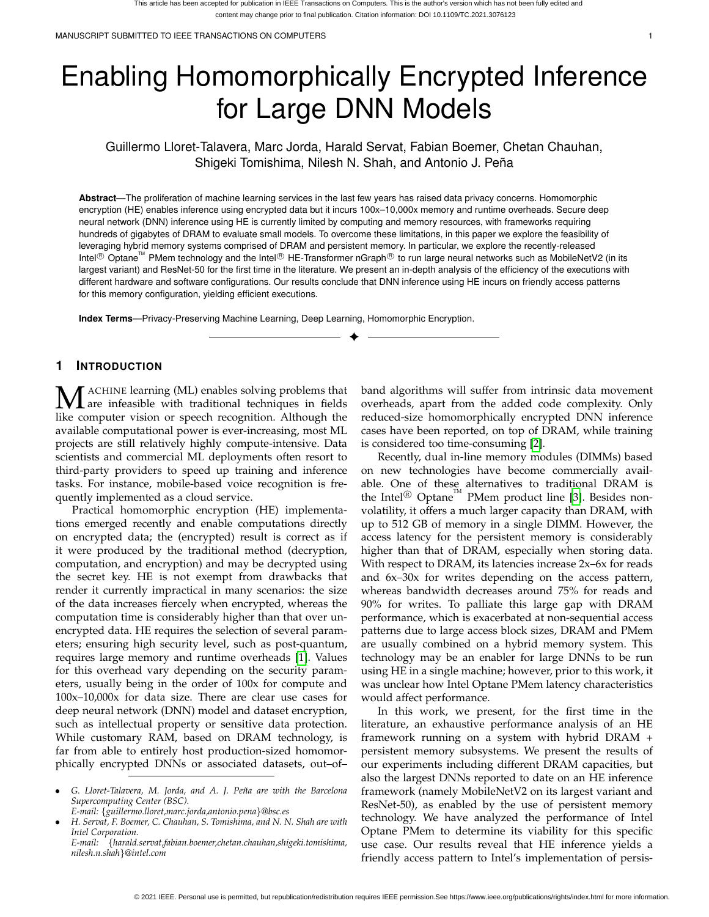# Enabling Homomorphically Encrypted Inference for Large DNN Models

Guillermo Lloret-Talavera, Marc Jorda, Harald Servat, Fabian Boemer, Chetan Chauhan, Shigeki Tomishima, Nilesh N. Shah, and Antonio J. Peña

**Abstract**—The proliferation of machine learning services in the last few years has raised data privacy concerns. Homomorphic encryption (HE) enables inference using encrypted data but it incurs 100x–10,000x memory and runtime overheads. Secure deep neural network (DNN) inference using HE is currently limited by computing and memory resources, with frameworks requiring hundreds of gigabytes of DRAM to evaluate small models. To overcome these limitations, in this paper we explore the feasibility of leveraging hybrid memory systems comprised of DRAM and persistent memory. In particular, we explore the recently-released Intel® Optane™ PMem technology and the Intel® HE-Transformer nGraph® to run large neural networks such as MobileNetV2 (in its largest variant) and ResNet-50 for the first time in the literature. We present an in-depth analysis of the efficiency of the executions with different hardware and software configurations. Our results conclude that DNN inference using HE incurs on friendly access patterns for this memory configuration, yielding efficient executions.

**Index Terms**—Privacy-Preserving Machine Learning, Deep Learning, Homomorphic Encryption.

## 1 Introduction

Machine learning (ML) enables solving problems that are infeasible with traditional techniques in fields like computer vision or speech recognition. Although the available computational power is ever-increasing, most ML projects are still relatively highly compute-intensive. Data scientists and commercial ML deployments often resort to third-party providers to speed up training and inference tasks. For instance, mobile-based voice recognition is frequently implemented as a cloud service.

Practical homomorphic encryption (HE) implementations emerged recently and enable computations directly on encrypted data; the (encrypted) result is correct as if it were produced by the traditional method (decryption, computation, and encryption) and may be decrypted using the secret key. HE is not exempt from drawbacks that render it currently impractical in many scenarios: the size of the data increases fiercely when encrypted, whereas the computation time is considerably higher than that over unencrypted data. HE requires the selection of several parameters; ensuring high security level, such as post-quantum, requires large memory and runtime overheads [1]. Values for this overhead vary depending on the security parameters, usually being in the order of 100x for compute and 100x–10,000x for data size. There are clear use cases for deep neural network (DNN) model and dataset encryption, such as intellectual property or sensitive data protection. While customary RAM, based on DRAM technology, is far from able to entirely host production-sized homomorphically encrypted DNNs or associated datasets, out–of–band algorithms will suffer from intrinsic data movement overheads, apart from the added code complexity. Only reduced-size homomorphically encrypted DNN inference cases have been reported, on top of DRAM, while training is considered too time-consuming [2].

Recently, dual in-line memory modules (DIMMs) based on new technologies have become commercially available. One of these alternatives to traditional DRAM is the Intel® Optane™ PMem product line [3]. Besides non-volatility, it offers a much larger capacity than DRAM, with up to 512 GB of memory in a single DIMM. However, the access latency for the persistent memory is considerably higher than that of DRAM, especially when storing data. With respect to DRAM, its latencies increase 2x–6x for reads and 6x–30x for writes depending on the access pattern, whereas bandwidth decreases around 75% for reads and 90% for writes. To palliate this large gap with DRAM performance, which is exacerbated at non-sequential access patterns due to large access block sizes, DRAM and PMem are usually combined on a hybrid memory system. This technology may be an enabler for large DNNs to be run using HE in a single machine; however, prior to this work, it was unclear how Intel Optane PMem latency characteristics would affect performance.

In this work, we present, for the first time in the literature, an exhaustive performance analysis of an HE framework running on a system with hybrid DRAM + persistent memory subsystems. We present the results of our experiments including different DRAM capacities, but also the largest DNNs reported to date on an HE inference framework (namely MobileNetV2 on its largest variant and ResNet-50), as enabled by the use of persistent memory technology. We have analyzed the performance of Intel Optane PMem to determine its viability for this specific use case. Our results reveal that HE inference yields a friendly access pattern to Intel's implementation of persis-

- *G. Lloret-Talavera, M. Jorda, and A. J. Peña are with the Barcelona Supercomputing Center (BSC).*
  *E-mail: {guillermo.lloret,marc.jorda,antonio.pena}@bsc.es*
- *H. Servat, F. Boemer, C. Chauhan, S. Tomishima, and N. N. Shah are with Intel Corporation.*
  *E-mail: {harald.servat,fabian.boemer,chetan.chauhan,shigeki.tomishima, nilesh.n.shah}@intel.com*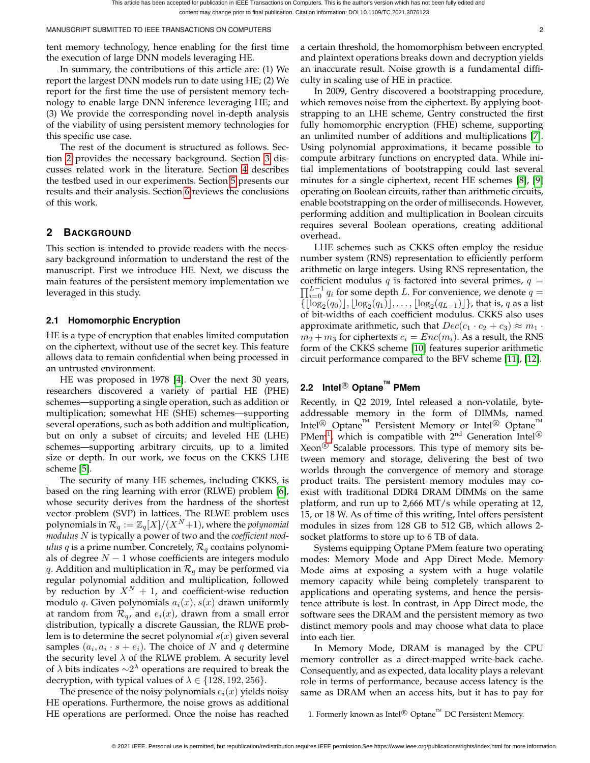tent memory technology, hence enabling for the first time the execution of large DNN models leveraging HE.

In summary, the contributions of this article are: (1) We report the largest DNN models run to date using HE; (2) We report for the first time the use of persistent memory technology to enable large DNN inference leveraging HE; and (3) We provide the corresponding novel in-depth analysis of the viability of using persistent memory technologies for this specific use case.

The rest of the document is structured as follows. Section 2 provides the necessary background. Section 3 discusses related work in the literature. Section 4 describes the testbed used in our experiments. Section 5 presents our results and their analysis. Section 6 reviews the conclusions of this work.

## 2 Background

This section is intended to provide readers with the necessary background information to understand the rest of the manuscript. First we introduce HE. Next, we discuss the main features of the persistent memory implementation we leveraged in this study.

### 2.1 Homomorphic Encryption

HE is a type of encryption that enables limited computation on the ciphertext, without use of the secret key. This feature allows data to remain confidential when being processed in an untrusted environment.

HE was proposed in 1978 [4]. Over the next 30 years, researchers discovered a variety of partial HE (PHE) schemes—supporting a single operation, such as addition or multiplication; somewhat HE (SHE) schemes—supporting several operations, such as both addition and multiplication, but on only a subset of circuits; and leveled HE (LHE) schemes—supporting arbitrary circuits, up to a limited size or depth. In our work, we focus on the CKKS LHE scheme [5].

The security of many HE schemes, including CKKS, is based on the ring learning with error (RLWE) problem [6], whose security derives from the hardness of the shortest vector problem (SVP) in lattices. The RLWE problem uses polynomials in $\mathcal{R}_q := \mathbb{Z}_q[X]/(X^N+1)$, where the *polynomial modulus* $N$ is typically a power of two and the *coefficient modulus* $q$ is a prime number. Concretely, $\mathcal{R}_q$ contains polynomials of degree $N-1$ whose coefficients are integers modulo $q$. Addition and multiplication in $\mathcal{R}_q$ may be performed via regular polynomial addition and multiplication, followed by reduction by $X^N+1$, and coefficient-wise reduction modulo $q$. Given polynomials $a_i(x), s(x)$ drawn uniformly at random from $\mathcal{R}_q$, and $e_i(x)$, drawn from a small error distribution, typically a discrete Gaussian, the RLWE problem is to determine the secret polynomial $s(x)$ given several samples $(a_i, a_i \cdot s + e_i)$. The choice of $N$ and $q$ determine the security level $\lambda$ of the RLWE problem. A security level of $\lambda$ bits indicates $\sim 2^{\lambda}$ operations are required to break the decryption, with typical values of $\lambda \in \{128, 192, 256\}$.

The presence of the noisy polynomials $e_i(x)$ yields noisy HE operations. Furthermore, the noise grows as additional HE operations are performed. Once the noise has reached a certain threshold, the homomorphism between encrypted and plaintext operations breaks down and decryption yields an inaccurate result. Noise growth is a fundamental difficulty in scaling use of HE in practice.

In 2009, Gentry discovered a bootstrapping procedure, which removes noise from the ciphertext. By applying bootstrapping to an LHE scheme, Gentry constructed the first fully homomorphic encryption (FHE) scheme, supporting an unlimited number of additions and multiplications [7]. Using polynomial approximations, it became possible to compute arbitrary functions on encrypted data. While initial implementations of bootstrapping could last several minutes for a single ciphertext, recent HE schemes [8], [9] operating on Boolean circuits, rather than arithmetic circuits, enable bootstrapping on the order of milliseconds. However, performing addition and multiplication in Boolean circuits requires several Boolean operations, creating additional overhead.

LHE schemes such as CKKS often employ the residue number system (RNS) representation to efficiently perform arithmetic on large integers. Using RNS representation, the coefficient modulus $q$ is factored into several primes, $q = \prod_{i=0}^{L-1} q_i$ for some depth $L$. For convenience, we denote $q = \{\lfloor \log_2(q_0) \rfloor, \lfloor \log_2(q_1) \rfloor, \ldots, \lfloor \log_2(q_{L-1}) \rfloor\}$, that is, $q$ as a list of bit-widths of each coefficient modulus. CKKS also uses approximate arithmetic, such that $Dec(c_1 \cdot c_2 + c_3) \approx m_1 \cdot m_2 + m_3$ for ciphertexts $c_i = Enc(m_i)$. As a result, the RNS form of the CKKS scheme [10] features superior arithmetic circuit performance compared to the BFV scheme [11], [12].

### 2.2 Intel® Optane™ PMem

Recently, in Q2 2019, Intel released a non-volatile, byte-addressable memory in the form of DIMMs, named Intel® Optane™ Persistent Memory or Intel® Optane™ PMem[1], which is compatible with 2nd Generation Intel® Xeon® Scalable processors. This type of memory sits between memory and storage, delivering the best of two worlds through the convergence of memory and storage product traits. The persistent memory modules may coexist with traditional DDR4 DRAM DIMMs on the same platform, and run up to 2,666 MT/s while operating at 12, 15, or 18 W. As of time of this writing, Intel offers persistent modules in sizes from 128 GB to 512 GB, which allows 2-socket platforms to store up to 6 TB of data.

Systems equipping Optane PMem feature two operating modes: Memory Mode and App Direct Mode. Memory Mode aims at exposing a system with a huge volatile memory capacity while being completely transparent to applications and operating systems, and hence the persistence attribute is lost. In contrast, in App Direct mode, the software sees the DRAM and the persistent memory as two distinct memory pools and may choose what data to place into each tier.

In Memory Mode, DRAM is managed by the CPU memory controller as a direct-mapped write-back cache. Consequently, and as expected, data locality plays a relevant role in terms of performance, because access latency is the same as DRAM when an access hits, but it has to pay for

1. Formerly known as Intel® Optane™ DC Persistent Memory.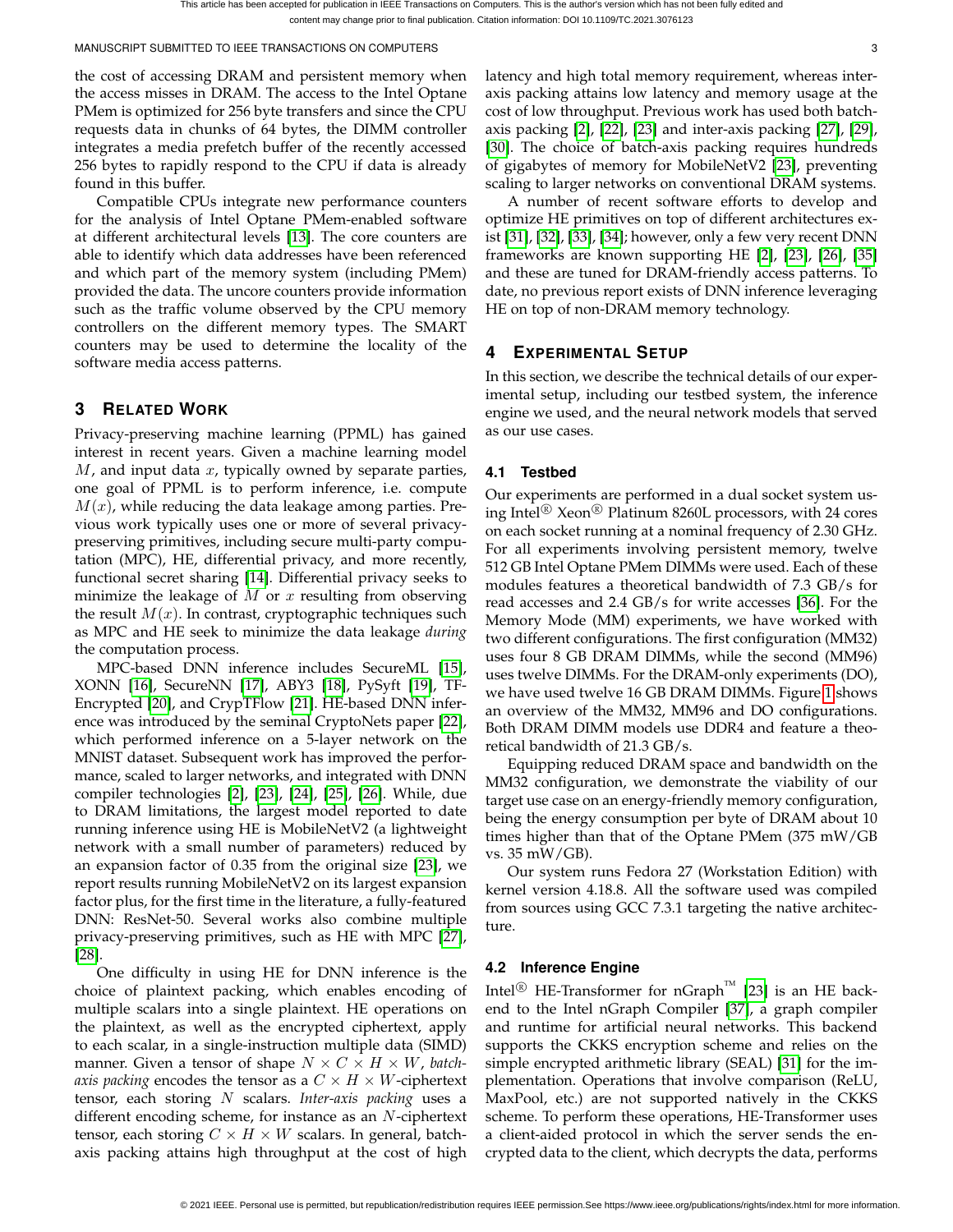the cost of accessing DRAM and persistent memory when the access misses in DRAM. The access to the Intel Optane PMem is optimized for 256 byte transfers and since the CPU requests data in chunks of 64 bytes, the DIMM controller integrates a media prefetch buffer of the recently accessed 256 bytes to rapidly respond to the CPU if data is already found in this buffer.

Compatible CPUs integrate new performance counters for the analysis of Intel Optane PMem-enabled software at different architectural levels [13]. The core counters are able to identify which data addresses have been referenced and which part of the memory system (including PMem) provided the data. The uncore counters provide information such as the traffic volume observed by the CPU memory controllers on the different memory types. The SMART counters may be used to determine the locality of the software media access patterns.

## 3 Related Work

Privacy-preserving machine learning (PPML) has gained interest in recent years. Given a machine learning model $M$, and input data $x$, typically owned by separate parties, one goal of PPML is to perform inference, i.e. compute $M(x)$, while reducing the data leakage among parties. Previous work typically uses one or more of several privacy-preserving primitives, including secure multi-party computation (MPC), HE, differential privacy, and more recently, functional secret sharing [14]. Differential privacy seeks to minimize the leakage of $M$ or $x$ resulting from observing the result $M(x)$. In contrast, cryptographic techniques such as MPC and HE seek to minimize the data leakage *during* the computation process.

MPC-based DNN inference includes SecureML [15], XONN [16], SecureNN [17], ABY3 [18], PySyft [19], TF-Encrypted [20], and CrypTFlow [21]. HE-based DNN inference was introduced by the seminal CryptoNets paper [22], which performed inference on a 5-layer network on the MNIST dataset. Subsequent work has improved the performance, scaled to larger networks, and integrated with DNN compiler technologies [2], [23], [24], [25], [26]. While, due to DRAM limitations, the largest model reported to date running inference using HE is MobileNetV2 (a lightweight network with a small number of parameters) reduced by an expansion factor of 0.35 from the original size [23], we report results running MobileNetV2 on its largest expansion factor plus, for the first time in the literature, a fully-featured DNN: ResNet-50. Several works also combine multiple privacy-preserving primitives, such as HE with MPC [27], [28].

One difficulty in using HE for DNN inference is the choice of plaintext packing, which enables encoding of multiple scalars into a single plaintext. HE operations on the plaintext, as well as the encrypted ciphertext, apply to each scalar, in a single-instruction multiple data (SIMD) manner. Given a tensor of shape $N \times C \times H \times W$, *batch-axis packing* encodes the tensor as a $C \times H \times W$-ciphertext tensor, each storing $N$ scalars. *Inter-axis packing* uses a different encoding scheme, for instance as an $N$-ciphertext tensor, each storing $C \times H \times W$ scalars. In general, batch-axis packing attains high throughput at the cost of high latency and high total memory requirement, whereas inter-axis packing attains low latency and memory usage at the cost of low throughput. Previous work has used both batch-axis packing [2], [22], [23] and inter-axis packing [27], [29], [30]. The choice of batch-axis packing requires hundreds of gigabytes of memory for MobileNetV2 [23], preventing scaling to larger networks on conventional DRAM systems.

A number of recent software efforts to develop and optimize HE primitives on top of different architectures exist [31], [32], [33], [34]; however, only a few very recent DNN frameworks are known supporting HE [2], [23], [26], [35] and these are tuned for DRAM-friendly access patterns. To date, no previous report exists of DNN inference leveraging HE on top of non-DRAM memory technology.

## 4 Experimental Setup

In this section, we describe the technical details of our experimental setup, including our testbed system, the inference engine we used, and the neural network models that served as our use cases.

### 4.1 Testbed

Our experiments are performed in a dual socket system using Intel® Xeon® Platinum 8260L processors, with 24 cores on each socket running at a nominal frequency of 2.30 GHz. For all experiments involving persistent memory, twelve 512 GB Intel Optane PMem DIMMs were used. Each of these modules features a theoretical bandwidth of 7.3 GB/s for read accesses and 2.4 GB/s for write accesses [36]. For the Memory Mode (MM) experiments, we have worked with two different configurations. The first configuration (MM32) uses four 8 GB DRAM DIMMs, while the second (MM96) uses twelve DIMMs. For the DRAM-only experiments (DO), we have used twelve 16 GB DRAM DIMMs. Figure 1 shows an overview of the MM32, MM96 and DO configurations. Both DRAM DIMM models use DDR4 and feature a theoretical bandwidth of 21.3 GB/s.

Equipping reduced DRAM space and bandwidth on the MM32 configuration, we demonstrate the viability of our target use case on an energy-friendly memory configuration, being the energy consumption per byte of DRAM about 10 times higher than that of the Optane PMem (375 mW/GB vs. 35 mW/GB).

Our system runs Fedora 27 (Workstation Edition) with kernel version 4.18.8. All the software used was compiled from sources using GCC 7.3.1 targeting the native architecture.

### 4.2 Inference Engine

Intel® HE-Transformer for nGraph™ [23] is an HE backend to the Intel nGraph Compiler [37], a graph compiler and runtime for artificial neural networks. This backend supports the CKKS encryption scheme and relies on the simple encrypted arithmetic library (SEAL) [31] for the implementation. Operations that involve comparison (ReLU, MaxPool, etc.) are not supported natively in the CKKS scheme. To perform these operations, HE-Transformer uses a client-aided protocol in which the server sends the encrypted data to the client, which decrypts the data, performs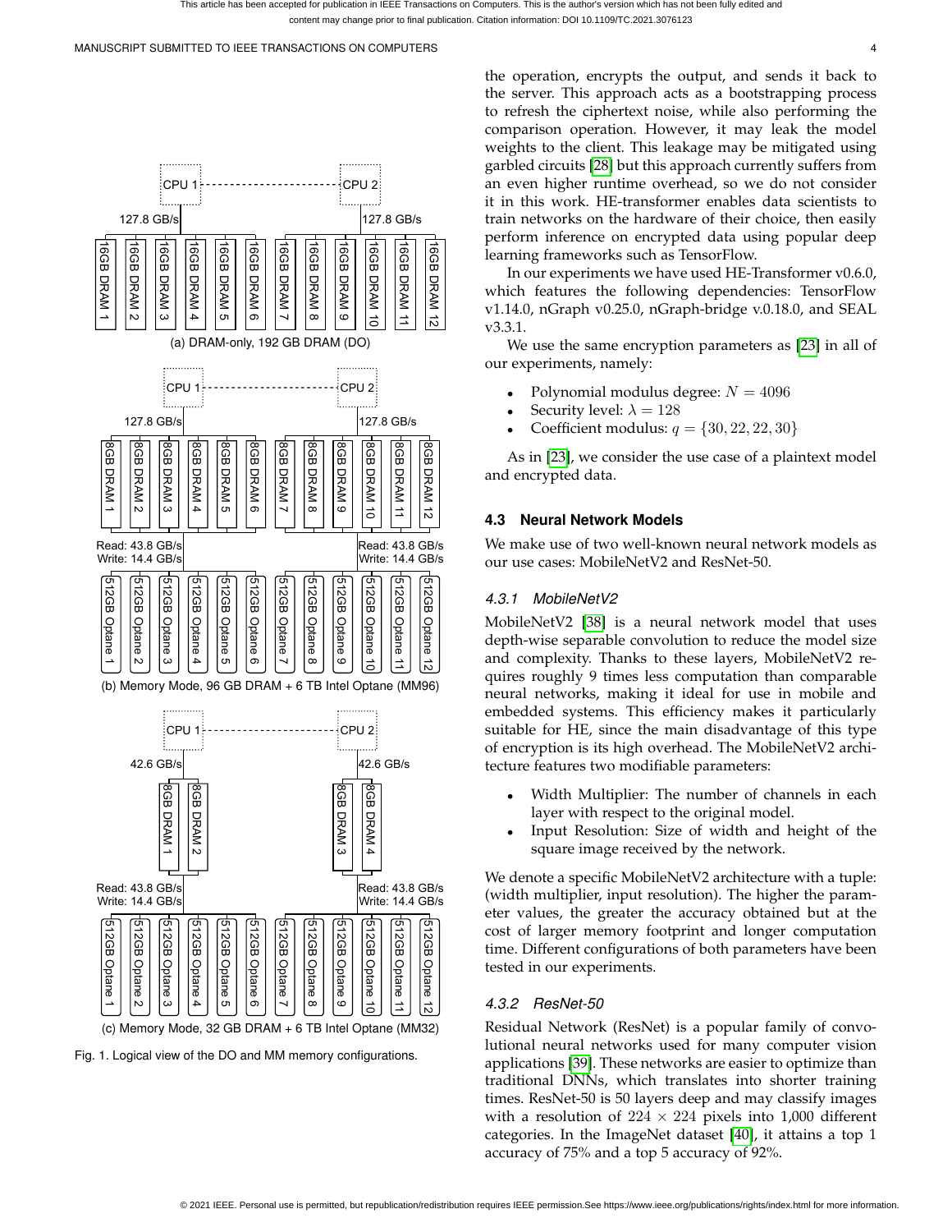(a) DRAM-only, 192 GB DRAM (DO)

(b) Memory Mode, 96 GB DRAM + 6 TB Intel Optane (MM96)

(c) Memory Mode, 32 GB DRAM + 6 TB Intel Optane (MM32)

Fig. 1. Logical view of the DO and MM memory configurations.

the operation, encrypts the output, and sends it back to the server. This approach acts as a bootstrapping process to refresh the ciphertext noise, while also performing the comparison operation. However, it may leak the model weights to the client. This leakage may be mitigated using garbled circuits [28] but this approach currently suffers from an even higher runtime overhead, so we do not consider it in this work. HE-transformer enables data scientists to train networks on the hardware of their choice, then easily perform inference on encrypted data using popular deep learning frameworks such as TensorFlow.

In our experiments we have used HE-Transformer v0.6.0, which features the following dependencies: TensorFlow v1.14.0, nGraph v0.25.0, nGraph-bridge v.0.18.0, and SEAL v3.3.1.

We use the same encryption parameters as [23] in all of our experiments, namely:

- Polynomial modulus degree: $N = 4096$
- Security level: $\lambda = 128$
- Coefficient modulus: $q = \{30, 22, 22, 30\}$

As in [23], we consider the use case of a plaintext model and encrypted data.

### 4.3 Neural Network Models

We make use of two well-known neural network models as our use cases: MobileNetV2 and ResNet-50.

#### 4.3.1 MobileNetV2

MobileNetV2 [38] is a neural network model that uses depth-wise separable convolution to reduce the model size and complexity. Thanks to these layers, MobileNetV2 requires roughly 9 times less computation than comparable neural networks, making it ideal for use in mobile and embedded systems. This efficiency makes it particularly suitable for HE, since the main disadvantage of this type of encryption is its high overhead. The MobileNetV2 architecture features two modifiable parameters:

- Width Multiplier: The number of channels in each layer with respect to the original model.
- Input Resolution: Size of width and height of the square image received by the network.

We denote a specific MobileNetV2 architecture with a tuple: (width multiplier, input resolution). The higher the parameter values, the greater the accuracy obtained but at the cost of larger memory footprint and longer computation time. Different configurations of both parameters have been tested in our experiments.

#### 4.3.2 ResNet-50

Residual Network (ResNet) is a popular family of convolutional neural networks used for many computer vision applications [39]. These networks are easier to optimize than traditional DNNs, which translates into shorter training times. ResNet-50 is 50 layers deep and may classify images with a resolution of $224 \times 224$ pixels into 1,000 different categories. In the ImageNet dataset [40], it attains a top 1 accuracy of 75% and a top 5 accuracy of 92%.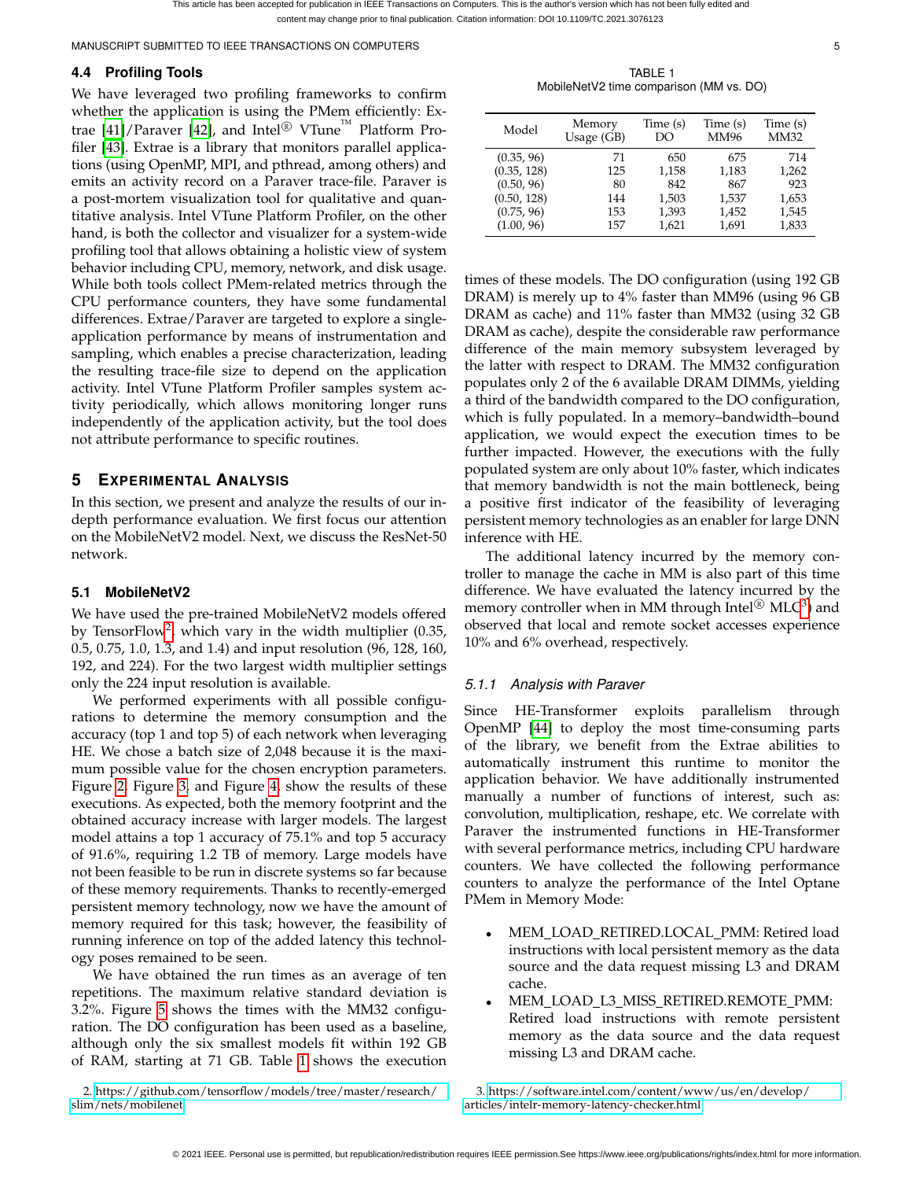### 4.4 Profiling Tools

We have leveraged two profiling frameworks to confirm whether the application is using the PMem efficiently: Extrae [41]/Paraver [42], and Intel® VTune™ Platform Profiler [43]. Extrae is a library that monitors parallel applications (using OpenMP, MPI, and pthread, among others) and emits an activity record on a Paraver trace-file. Paraver is a post-mortem visualization tool for qualitative and quantitative analysis. Intel VTune Platform Profiler, on the other hand, is both the collector and visualizer for a system-wide profiling tool that allows obtaining a holistic view of system behavior including CPU, memory, network, and disk usage. While both tools collect PMem-related metrics through the CPU performance counters, they have some fundamental differences. Extrae/Paraver are targeted to explore a single-application performance by means of instrumentation and sampling, which enables a precise characterization, leading the resulting trace-file size to depend on the application activity. Intel VTune Platform Profiler samples system activity periodically, which allows monitoring longer runs independently of the application activity, but the tool does not attribute performance to specific routines.

## 5 Experimental Analysis

In this section, we present and analyze the results of our in-depth performance evaluation. We first focus our attention on the MobileNetV2 model. Next, we discuss the ResNet-50 network.

### 5.1 MobileNetV2

We have used the pre-trained MobileNetV2 models offered by TensorFlow[2], which vary in the width multiplier (0.35, 0.5, 0.75, 1.0, 1.3, and 1.4) and input resolution (96, 128, 160, 192, and 224). For the two largest width multiplier settings only the 224 input resolution is available.

We performed experiments with all possible configurations to determine the memory consumption and the accuracy (top 1 and top 5) of each network when leveraging HE. We chose a batch size of 2,048 because it is the maximum possible value for the chosen encryption parameters. Figure 2, Figure 3, and Figure 4, show the results of these executions. As expected, both the memory footprint and the obtained accuracy increase with larger models. The largest model attains a top 1 accuracy of 75.1% and top 5 accuracy of 91.6%, requiring 1.2 TB of memory. Large models have not been feasible to be run in discrete systems so far because of these memory requirements. Thanks to recently-emerged persistent memory technology, now we have the amount of memory required for this task; however, the feasibility of running inference on top of the added latency this technology poses remained to be seen.

We have obtained the run times as an average of ten repetitions. The maximum relative standard deviation is 3.2%. Figure 5 shows the times with the MM32 configuration. The DO configuration has been used as a baseline, although only the six smallest models fit within 192 GB of RAM, starting at 71 GB. Table 1 shows the execution times of these models. The DO configuration (using 192 GB DRAM) is merely up to 4% faster than MM96 (using 96 GB DRAM as cache) and 11% faster than MM32 (using 32 GB DRAM as cache), despite the considerable raw performance difference of the main memory subsystem leveraged by the latter with respect to DRAM. The MM32 configuration populates only 2 of the 6 available DRAM DIMMs, yielding a third of the bandwidth compared to the DO configuration, which is fully populated. In a memory–bandwidth–bound application, we would expect the execution times to be further impacted. However, the executions with the fully populated system are only about 10% faster, which indicates that memory bandwidth is not the main bottleneck, being a positive first indicator of the feasibility of leveraging persistent memory technologies as an enabler for large DNN inference with HE.

TABLE 1
MobileNetV2 time comparison (MM vs. DO)

| Model | Memory Usage (GB) | Time (s) DO | Time (s) MM96 | Time (s) MM32 |
|---|---|---|---|---|
| (0.35, 96) | 71 | 650 | 675 | 714 |
| (0.35, 128) | 125 | 1,158 | 1,183 | 1,262 |
| (0.50, 96) | 80 | 842 | 867 | 923 |
| (0.50, 128) | 144 | 1,503 | 1,537 | 1,653 |
| (0.75, 96) | 153 | 1,393 | 1,452 | 1,545 |
| (1.00, 96) | 157 | 1,621 | 1,691 | 1,833 |

The additional latency incurred by the memory controller to manage the cache in MM is also part of this time difference. We have evaluated the latency incurred by the memory controller when in MM through Intel® MLC[3]) and observed that local and remote socket accesses experience 10% and 6% overhead, respectively.

#### 5.1.1 *Analysis with Paraver*

Since HE-Transformer exploits parallelism through OpenMP [44] to deploy the most time-consuming parts of the library, we benefit from the Extrae abilities to automatically instrument this runtime to monitor the application behavior. We have additionally instrumented manually a number of functions of interest, such as: convolution, multiplication, reshape, etc. We correlate with Paraver the instrumented functions in HE-Transformer with several performance metrics, including CPU hardware counters. We have collected the following performance counters to analyze the performance of the Intel Optane PMem in Memory Mode:

- MEM_LOAD_RETIRED.LOCAL_PMM: Retired load instructions with local persistent memory as the data source and the data request missing L3 and DRAM cache.
- MEM_LOAD_L3_MISS_RETIRED.REMOTE_PMM: Retired load instructions with remote persistent memory as the data source and the data request missing L3 and DRAM cache.

2. https://github.com/tensorflow/models/tree/master/research/slim/nets/mobilenet

3. https://software.intel.com/content/www/us/en/develop/articles/intelr-memory-latency-checker.html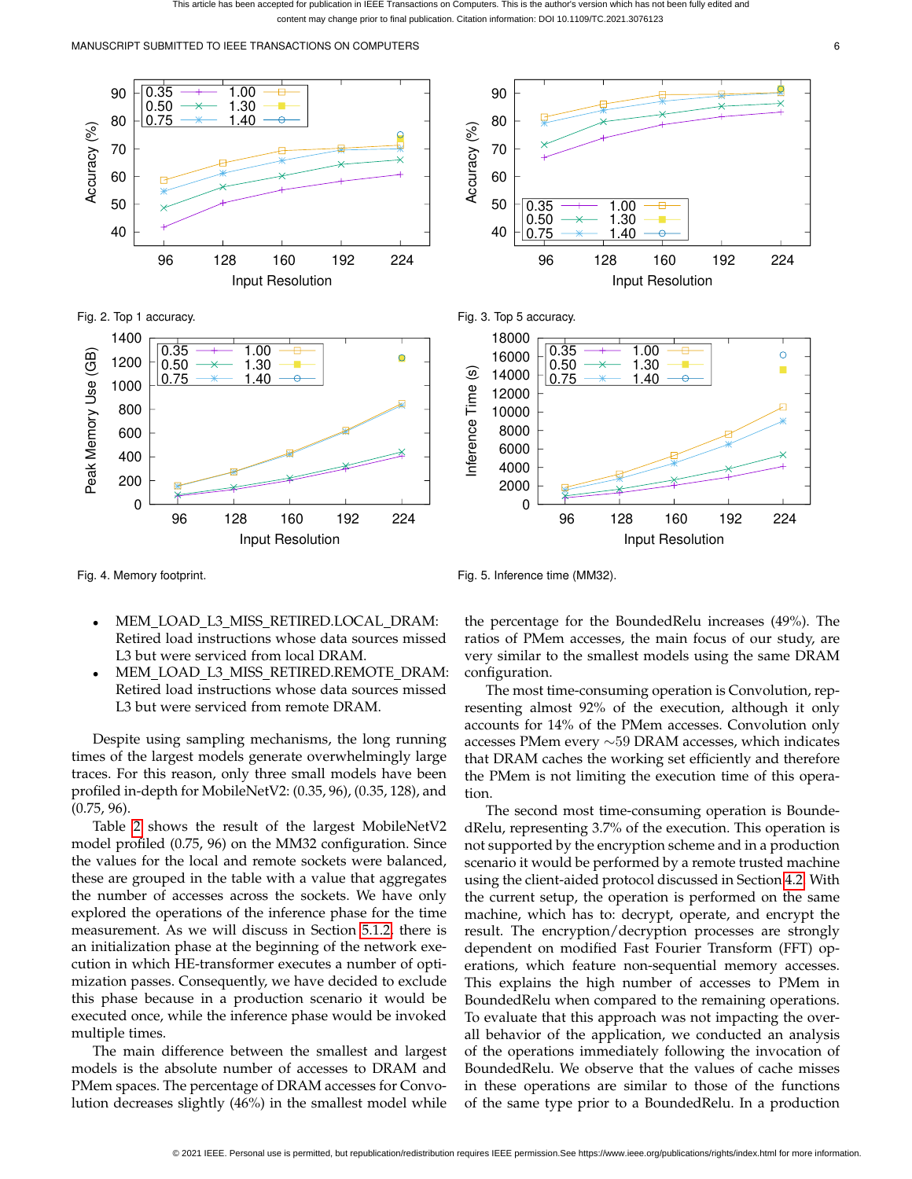Fig. 2. Top 1 accuracy.

Fig. 3. Top 5 accuracy.

Fig. 4. Memory footprint.

Fig. 5. Inference time (MM32).

- MEM_LOAD_L3_MISS_RETIRED.LOCAL_DRAM: Retired load instructions whose data sources missed L3 but were serviced from local DRAM.
- MEM_LOAD_L3_MISS_RETIRED.REMOTE_DRAM: Retired load instructions whose data sources missed L3 but were serviced from remote DRAM.

Despite using sampling mechanisms, the long running times of the largest models generate overwhelmingly large traces. For this reason, only three small models have been profiled in-depth for MobileNetV2: (0.35, 96), (0.35, 128), and (0.75, 96).

Table 2 shows the result of the largest MobileNetV2 model profiled (0.75, 96) on the MM32 configuration. Since the values for the local and remote sockets were balanced, these are grouped in the table with a value that aggregates the number of accesses across the sockets. We have only explored the operations of the inference phase for the time measurement. As we will discuss in Section 5.1.2, there is an initialization phase at the beginning of the network execution in which HE-transformer executes a number of optimization passes. Consequently, we have decided to exclude this phase because in a production scenario it would be executed once, while the inference phase would be invoked multiple times.

The main difference between the smallest and largest models is the absolute number of accesses to DRAM and PMem spaces. The percentage of DRAM accesses for Convolution decreases slightly (46%) in the smallest model while the percentage for the BoundedRelu increases (49%). The ratios of PMem accesses, the main focus of our study, are very similar to the smallest models using the same DRAM configuration.

The most time-consuming operation is Convolution, representing almost 92% of the execution, although it only accounts for 14% of the PMem accesses. Convolution only accesses PMem every ∼59 DRAM accesses, which indicates that DRAM caches the working set efficiently and therefore the PMem is not limiting the execution time of this operation.

The second most time-consuming operation is BoundedRelu, representing 3.7% of the execution. This operation is not supported by the encryption scheme and in a production scenario it would be performed by a remote trusted machine using the client-aided protocol discussed in Section 4.2. With the current setup, the operation is performed on the same machine, which has to: decrypt, operate, and encrypt the result. The encryption/decryption processes are strongly dependent on modified Fast Fourier Transform (FFT) operations, which feature non-sequential memory accesses. This explains the high number of accesses to PMem in BoundedRelu when compared to the remaining operations. To evaluate that this approach was not impacting the overall behavior of the application, we conducted an analysis of the operations immediately following the invocation of BoundedRelu. We observe that the values of cache misses in these operations are similar to those of the functions of the same type prior to a BoundedRelu. In a production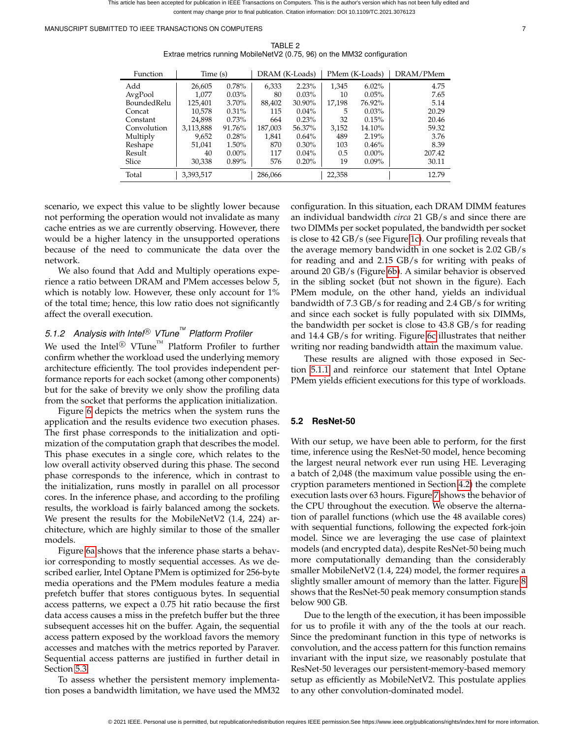TABLE 2
Extrae metrics running MobileNetV2 (0.75, 96) on the MM32 configuration

| Function | Time (s) | | DRAM (K-Loads) | | PMem (K-Loads) | | DRAM/PMem |
|---|---|---|---|---|---|---|---|
| Add | 26,605 | 0.78% | 6,333 | 2.23% | 1,345 | 6.02% | 4.75 |
| AvgPool | 1,077 | 0.03% | 80 | 0.03% | 10 | 0.05% | 7.65 |
| BoundedRelu | 125,401 | 3.70% | 88,402 | 30.90% | 17,198 | 76.92% | 5.14 |
| Concat | 10,578 | 0.31% | 115 | 0.04% | 5 | 0.03% | 20.29 |
| Constant | 24,898 | 0.73% | 664 | 0.23% | 32 | 0.15% | 20.46 |
| Convolution | 3,113,888 | 91.76% | 187,003 | 56.37% | 3,152 | 14.10% | 59.32 |
| Multiply | 9,652 | 0.28% | 1,841 | 0.64% | 489 | 2.19% | 3.76 |
| Reshape | 51,041 | 1.50% | 870 | 0.30% | 103 | 0.46% | 8.39 |
| Result | 40 | 0.00% | 117 | 0.04% | 0.5 | 0.00% | 207.42 |
| Slice | 30,338 | 0.89% | 576 | 0.20% | 19 | 0.09% | 30.11 |
| Total | 3,393,517 | | 286,066 | | 22,358 | | 12.79 |

scenario, we expect this value to be slightly lower because not performing the operation would not invalidate as many cache entries as we are currently observing. However, there would be a higher latency in the unsupported operations because of the need to communicate the data over the network.

We also found that Add and Multiply operations experience a ratio between DRAM and PMem accesses below 5, which is notably low. However, these only account for 1% of the total time; hence, this low ratio does not significantly affect the overall execution.

#### 5.1.2 Analysis with Intel® VTune™ Platform Profiler

We used the Intel® VTune™ Platform Profiler to further confirm whether the workload used the underlying memory architecture efficiently. The tool provides independent performance reports for each socket (among other components) but for the sake of brevity we only show the profiling data from the socket that performs the application initialization.

Figure 6 depicts the metrics when the system runs the application and the results evidence two execution phases. The first phase corresponds to the initialization and optimization of the computation graph that describes the model. This phase executes in a single core, which relates to the low overall activity observed during this phase. The second phase corresponds to the inference, which in contrast to the initialization, runs mostly in parallel on all processor cores. In the inference phase, and according to the profiling results, the workload is fairly balanced among the sockets. We present the results for the MobileNetV2 (1.4, 224) architecture, which are highly similar to those of the smaller models.

Figure 6a shows that the inference phase starts a behavior corresponding to mostly sequential accesses. As we described earlier, Intel Optane PMem is optimized for 256-byte media operations and the PMem modules feature a media prefetch buffer that stores contiguous bytes. In sequential access patterns, we expect a 0.75 hit ratio because the first data access causes a miss in the prefetch buffer but the three subsequent accesses hit on the buffer. Again, the sequential access pattern exposed by the workload favors the memory accesses and matches with the metrics reported by Paraver. Sequential access patterns are justified in further detail in Section 5.3.

To assess whether the persistent memory implementation poses a bandwidth limitation, we have used the MM32 configuration. In this situation, each DRAM DIMM features an individual bandwidth *circa* 21 GB/s and since there are two DIMMs per socket populated, the bandwidth per socket is close to 42 GB/s (see Figure 1c). Our profiling reveals that the average memory bandwidth in one socket is 2.02 GB/s for reading and and 2.15 GB/s for writing with peaks of around 20 GB/s (Figure 6b). A similar behavior is observed in the sibling socket (but not shown in the figure). Each PMem module, on the other hand, yields an individual bandwidth of 7.3 GB/s for reading and 2.4 GB/s for writing and since each socket is fully populated with six DIMMs, the bandwidth per socket is close to 43.8 GB/s for reading and 14.4 GB/s for writing. Figure 6c illustrates that neither writing nor reading bandwidth attain the maximum value.

These results are aligned with those exposed in Section 5.1.1 and reinforce our statement that Intel Optane PMem yields efficient executions for this type of workloads.

### 5.2 ResNet-50

With our setup, we have been able to perform, for the first time, inference using the ResNet-50 model, hence becoming the largest neural network ever run using HE. Leveraging a batch of 2,048 (the maximum value possible using the encryption parameters mentioned in Section 4.2) the complete execution lasts over 63 hours. Figure 7 shows the behavior of the CPU throughout the execution. We observe the alternation of parallel functions (which use the 48 available cores) with sequential functions, following the expected fork-join model. Since we are leveraging the use case of plaintext models (and encrypted data), despite ResNet-50 being much more computationally demanding than the considerably smaller MobileNetV2 (1.4, 224) model, the former requires a slightly smaller amount of memory than the latter. Figure 8 shows that the ResNet-50 peak memory consumption stands below 900 GB.

Due to the length of the execution, it has been impossible for us to profile it with any of the the tools at our reach. Since the predominant function in this type of networks is convolution, and the access pattern for this function remains invariant with the input size, we reasonably postulate that ResNet-50 leverages our persistent-memory-based memory setup as efficiently as MobileNetV2. This postulate applies to any other convolution-dominated model.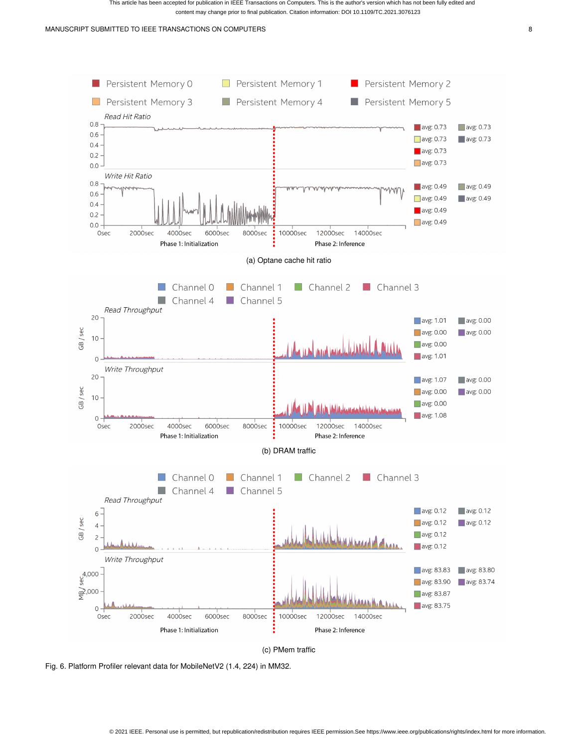(a) Optane cache hit ratio

(b) DRAM traffic

(c) PMem traffic

Fig. 6. Platform Profiler relevant data for MobileNetV2 (1.4, 224) in MM32.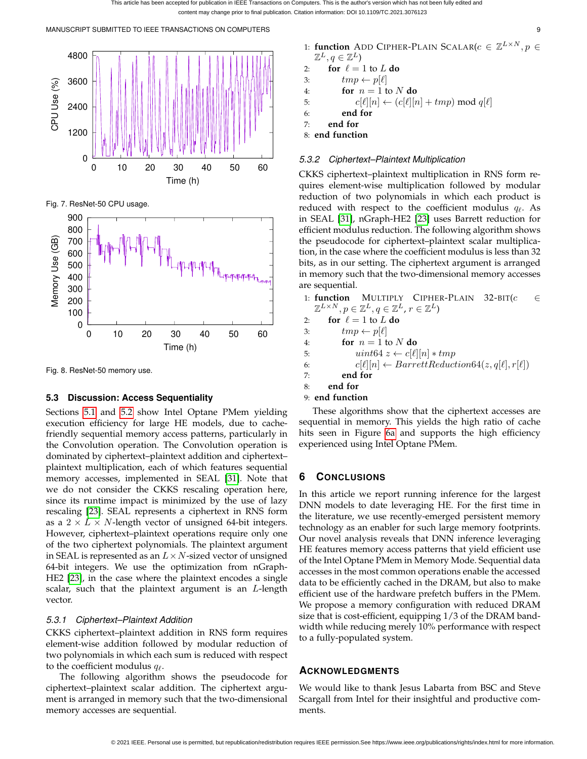Fig. 7. ResNet-50 CPU usage.

Fig. 8. ResNet-50 memory use.

### 5.3 Discussion: Access Sequentiality

Sections 5.1 and 5.2 show Intel Optane PMem yielding execution efficiency for large HE models, due to cache-friendly sequential memory access patterns, particularly in the Convolution operation. The Convolution operation is dominated by ciphertext–plaintext addition and ciphertext–plaintext multiplication, each of which features sequential memory accesses, implemented in SEAL [31]. Note that we do not consider the CKKS rescaling operation here, since its runtime impact is minimized by the use of lazy rescaling [23]. SEAL represents a ciphertext in RNS form as a $2 \times L \times N$-length vector of unsigned 64-bit integers. However, ciphertext–plaintext operations require only one of the two ciphertext polynomials. The plaintext argument in SEAL is represented as an $L \times N$-sized vector of unsigned 64-bit integers. We use the optimization from nGraph-HE2 [23], in the case where the plaintext encodes a single scalar, such that the plaintext argument is an $L$-length vector.

#### 5.3.1 Ciphertext–Plaintext Addition

CKKS ciphertext–plaintext addition in RNS form requires element-wise addition followed by modular reduction of two polynomials in which each sum is reduced with respect to the coefficient modulus $q_\ell$.

The following algorithm shows the pseudocode for ciphertext–plaintext scalar addition. The ciphertext argument is arranged in memory such that the two-dimensional memory accesses are sequential.

```
1: function ADD CIPHER-PLAIN SCALAR(c ∈ Z^{L×N}, p ∈ Z^L, q ∈ Z^L)
2:     for ℓ = 1 to L do
3:         tmp ← p[ℓ]
4:         for n = 1 to N do
5:             c[ℓ][n] ← (c[ℓ][n] + tmp) mod q[ℓ]
6:         end for
7:     end for
8: end function
```

#### 5.3.2 Ciphertext–Plaintext Multiplication

CKKS ciphertext–plaintext multiplication in RNS form requires element-wise multiplication followed by modular reduction of two polynomials in which each product is reduced with respect to the coefficient modulus $q_\ell$. As in SEAL [31], nGraph-HE2 [23] uses Barrett reduction for efficient modulus reduction. The following algorithm shows the pseudocode for ciphertext–plaintext scalar multiplication, in the case where the coefficient modulus is less than 32 bits, as in our setting. The ciphertext argument is arranged in memory such that the two-dimensional memory accesses are sequential.

```
1: function MULTIPLY CIPHER-PLAIN 32-BIT(c ∈ Z^{L×N}, p ∈ Z^L, q ∈ Z^L, r ∈ Z^L)
2:     for ℓ = 1 to L do
3:         tmp ← p[ℓ]
4:         for n = 1 to N do
5:             uint64 z ← c[ℓ][n] * tmp
6:             c[ℓ][n] ← BarrettReduction64(z, q[ℓ], r[ℓ])
7:         end for
8:     end for
9: end function
```

These algorithms show that the ciphertext accesses are sequential in memory. This yields the high ratio of cache hits seen in Figure 6a and supports the high efficiency experienced using Intel Optane PMem.

## 6 Conclusions

In this article we report running inference for the largest DNN models to date leveraging HE. For the first time in the literature, we use recently-emerged persistent memory technology as an enabler for such large memory footprints. Our novel analysis reveals that DNN inference leveraging HE features memory access patterns that yield efficient use of the Intel Optane PMem in Memory Mode. Sequential data accesses in the most common operations enable the accessed data to be efficiently cached in the DRAM, but also to make efficient use of the hardware prefetch buffers in the PMem. We propose a memory configuration with reduced DRAM size that is cost-efficient, equipping 1/3 of the DRAM bandwidth while reducing merely 10% performance with respect to a fully-populated system.

## Acknowledgments

We would like to thank Jesus Labarta from BSC and Steve Scargall from Intel for their insightful and productive comments.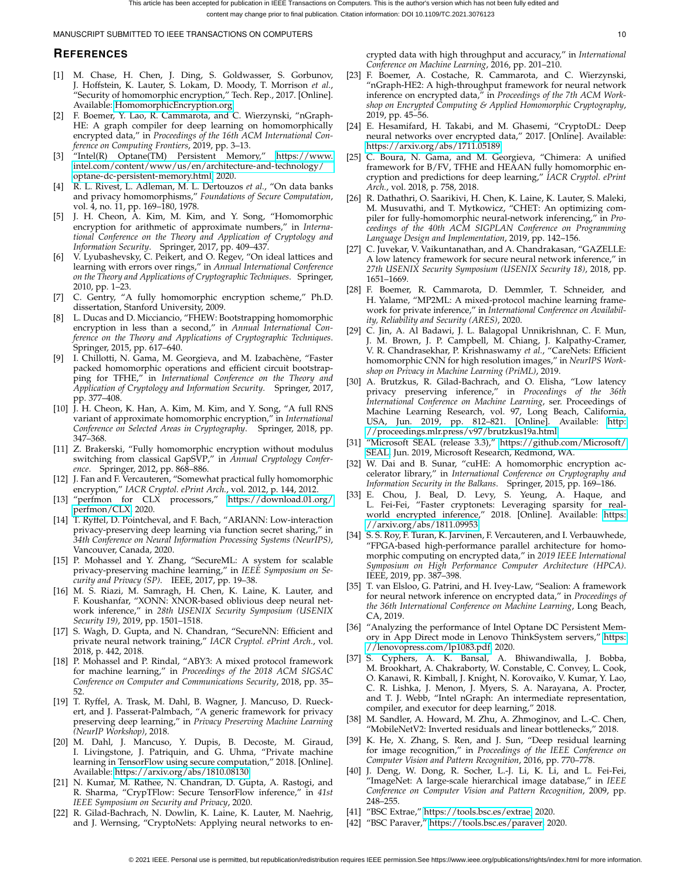## References

[1] M. Chase, H. Chen, J. Ding, S. Goldwasser, S. Gorbunov, J. Hoffstein, K. Lauter, S. Lokam, D. Moody, T. Morrison *et al.*, "Security of homomorphic encryption," Tech. Rep., 2017. [Online]. Available: HomomorphicEncryption.org

[2] F. Boemer, Y. Lao, R. Cammarota, and C. Wierzynski, "nGraph-HE: A graph compiler for deep learning on homomorphically encrypted data," in *Proceedings of the 16th ACM International Conference on Computing Frontiers*, 2019, pp. 3–13.

[3] "Intel(R) Optane(TM) Persistent Memory," https://www.intel.com/content/www/us/en/architecture-and-technology/optane-dc-persistent-memory.html, 2020.

[4] R. L. Rivest, L. Adleman, M. L. Dertouzos *et al.*, "On data banks and privacy homomorphisms," *Foundations of Secure Computation*, vol. 4, no. 11, pp. 169–180, 1978.

[5] J. H. Cheon, A. Kim, M. Kim, and Y. Song, "Homomorphic encryption for arithmetic of approximate numbers," in *International Conference on the Theory and Application of Cryptology and Information Security*. Springer, 2017, pp. 409–437.

[6] V. Lyubashevsky, C. Peikert, and O. Regev, "On ideal lattices and learning with errors over rings," in *Annual International Conference on the Theory and Applications of Cryptographic Techniques*. Springer, 2010, pp. 1–23.

[7] C. Gentry, "A fully homomorphic encryption scheme," Ph.D. dissertation, Stanford University, 2009.

[8] L. Ducas and D. Micciancio, "FHEW: Bootstrapping homomorphic encryption in less than a second," in *Annual International Conference on the Theory and Applications of Cryptographic Techniques*. Springer, 2015, pp. 617–640.

[9] I. Chillotti, N. Gama, M. Georgieva, and M. Izabachène, "Faster packed homomorphic operations and efficient circuit bootstrapping for TFHE," in *International Conference on the Theory and Application of Cryptology and Information Security*. Springer, 2017, pp. 377–408.

[10] J. H. Cheon, K. Han, A. Kim, M. Kim, and Y. Song, "A full RNS variant of approximate homomorphic encryption," in *International Conference on Selected Areas in Cryptography*. Springer, 2018, pp. 347–368.

[11] Z. Brakerski, "Fully homomorphic encryption without modulus switching from classical GapSVP," in *Annual Cryptology Conference*. Springer, 2012, pp. 868–886.

[12] J. Fan and F. Vercauteren, "Somewhat practical fully homomorphic encryption," *IACR Cryptol. ePrint Arch.*, vol. 2012, p. 144, 2012.

[13] "perfmon for CLX processors," https://download.01.org/perfmon/CLX, 2020.

[14] T. Ryffel, D. Pointcheval, and F. Bach, "ARIANN: Low-interaction privacy-preserving deep learning via function secret sharing," in *34th Conference on Neural Information Processing Systems (NeurIPS)*, Vancouver, Canada, 2020.

[15] P. Mohassel and Y. Zhang, "SecureML: A system for scalable privacy-preserving machine learning," in *IEEE Symposium on Security and Privacy (SP)*. IEEE, 2017, pp. 19–38.

[16] M. S. Riazi, M. Samragh, H. Chen, K. Laine, K. Lauter, and F. Koushanfar, "XONN: XNOR-based oblivious deep neural network inference," in *28th USENIX Security Symposium (USENIX Security 19)*, 2019, pp. 1501–1518.

[17] S. Wagh, D. Gupta, and N. Chandran, "SecureNN: Efficient and private neural network training," *IACR Cryptol. ePrint Arch.*, vol. 2018, p. 442, 2018.

[18] P. Mohassel and P. Rindal, "ABY3: A mixed protocol framework for machine learning," in *Proceedings of the 2018 ACM SIGSAC Conference on Computer and Communications Security*, 2018, pp. 35–52.

[19] T. Ryffel, A. Trask, M. Dahl, B. Wagner, J. Mancuso, D. Rueckert, and J. Passerat-Palmbach, "A generic framework for privacy preserving deep learning," in *Privacy Preserving Machine Learning (NeurIP Workshop)*, 2018.

[20] M. Dahl, J. Mancuso, Y. Dupis, B. Decoste, M. Giraud, I. Livingstone, J. Patriquin, and G. Uhma, "Private machine learning in TensorFlow using secure computation," 2018. [Online]. Available: https://arxiv.org/abs/1810.08130

[21] N. Kumar, M. Rathee, N. Chandran, D. Gupta, A. Rastogi, and R. Sharma, "CrypTFlow: Secure TensorFlow inference," in *41st IEEE Symposium on Security and Privacy*, 2020.

[22] R. Gilad-Bachrach, N. Dowlin, K. Laine, K. Lauter, M. Naehrig, and J. Wernsing, "CryptoNets: Applying neural networks to encrypted data with high throughput and accuracy," in *International Conference on Machine Learning*, 2016, pp. 201–210.

[23] F. Boemer, A. Costache, R. Cammarota, and C. Wierzynski, "nGraph-HE2: A high-throughput framework for neural network inference on encrypted data," in *Proceedings of the 7th ACM Workshop on Encrypted Computing & Applied Homomorphic Cryptography*, 2019, pp. 45–56.

[24] E. Hesamifard, H. Takabi, and M. Ghasemi, "CryptoDL: Deep neural networks over encrypted data," 2017. [Online]. Available: https://arxiv.org/abs/1711.05189

[25] C. Boura, N. Gama, and M. Georgieva, "Chimera: A unified framework for B/FV, TFHE and HEAAN fully homomorphic encryption and predictions for deep learning," *IACR Cryptol. ePrint Arch.*, vol. 2018, p. 758, 2018.

[26] R. Dathathri, O. Saarikivi, H. Chen, K. Laine, K. Lauter, S. Maleki, M. Musuvathi, and T. Mytkowicz, "CHET: An optimizing compiler for fully-homomorphic neural-network inferencing," in *Proceedings of the 40th ACM SIGPLAN Conference on Programming Language Design and Implementation*, 2019, pp. 142–156.

[27] C. Juvekar, V. Vaikuntanathan, and A. Chandrakasan, "GAZELLE: A low latency framework for secure neural network inference," in *27th USENIX Security Symposium (USENIX Security 18)*, 2018, pp. 1651–1669.

[28] F. Boemer, R. Cammarota, D. Demmler, T. Schneider, and H. Yalame, "MP2ML: A mixed-protocol machine learning framework for private inference," in *International Conference on Availability, Reliability and Security (ARES)*, 2020.

[29] C. Jin, A. Al Badawi, J. L. Balagopal Unnikrishnan, C. F. Mun, J. M. Brown, J. P. Campbell, M. Chiang, J. Kalpathy-Cramer, V. R. Chandrasekhar, P. Krishnaswamy *et al.*, "CareNets: Efficient homomorphic CNN for high resolution images," in *NeurIPS Workshop on Privacy in Machine Learning (PriML)*, 2019.

[30] A. Brutzkus, R. Gilad-Bachrach, and O. Elisha, "Low latency privacy preserving inference," in *Proceedings of the 36th International Conference on Machine Learning*, ser. Proceedings of Machine Learning Research, vol. 97, Long Beach, California, USA, Jun. 2019, pp. 812–821. [Online]. Available: http://proceedings.mlr.press/v97/brutzkus19a.html

[31] "Microsoft SEAL (release 3.3)," https://github.com/Microsoft/SEAL, Jun. 2019, Microsoft Research, Redmond, WA.

[32] W. Dai and B. Sunar, "cuHE: A homomorphic encryption accelerator library," in *International Conference on Cryptography and Information Security in the Balkans*. Springer, 2015, pp. 169–186.

[33] E. Chou, J. Beal, D. Levy, S. Yeung, A. Haque, and L. Fei-Fei, "Faster cryptonets: Leveraging sparsity for real-world encrypted inference," 2018. [Online]. Available: https://arxiv.org/abs/1811.09953

[34] S. S. Roy, F. Turan, K. Jarvinen, F. Vercauteren, and I. Verbauwhede, "FPGA-based high-performance parallel architecture for homomorphic computing on encrypted data," in *2019 IEEE International Symposium on High Performance Computer Architecture (HPCA)*. IEEE, 2019, pp. 387–398.

[35] T. van Elsloo, G. Patrini, and H. Ivey-Law, "Sealion: A framework for neural network inference on encrypted data," in *Proceedings of the 36th International Conference on Machine Learning*, Long Beach, CA, 2019.

[36] "Analyzing the performance of Intel Optane DC Persistent Memory in App Direct mode in Lenovo ThinkSystem servers," https://lenovopress.com/lp1083.pdf, 2020.

[37] S. Cyphers, A. K. Bansal, A. Bhiwandiwalla, J. Bobba, M. Brookhart, A. Chakraborty, W. Constable, C. Convey, L. Cook, O. Kanawi, R. Kimball, J. Knight, N. Korovaiko, V. Kumar, Y. Lao, C. R. Lishka, J. Menon, J. Myers, S. A. Narayana, A. Procter, and T. J. Webb, "Intel nGraph: An intermediate representation, compiler, and executor for deep learning," 2018.

[38] M. Sandler, A. Howard, M. Zhu, A. Zhmoginov, and L.-C. Chen, "MobileNetV2: Inverted residuals and linear bottlenecks," 2018.

[39] K. He, X. Zhang, S. Ren, and J. Sun, "Deep residual learning for image recognition," in *Proceedings of the IEEE Conference on Computer Vision and Pattern Recognition*, 2016, pp. 770–778.

[40] J. Deng, W. Dong, R. Socher, L.-J. Li, K. Li, and L. Fei-Fei, "ImageNet: A large-scale hierarchical image database," in *IEEE Conference on Computer Vision and Pattern Recognition*, 2009, pp. 248–255.

[41] "BSC Extrae," https://tools.bsc.es/extrae, 2020.

[42] "BSC Paraver," https://tools.bsc.es/paraver, 2020.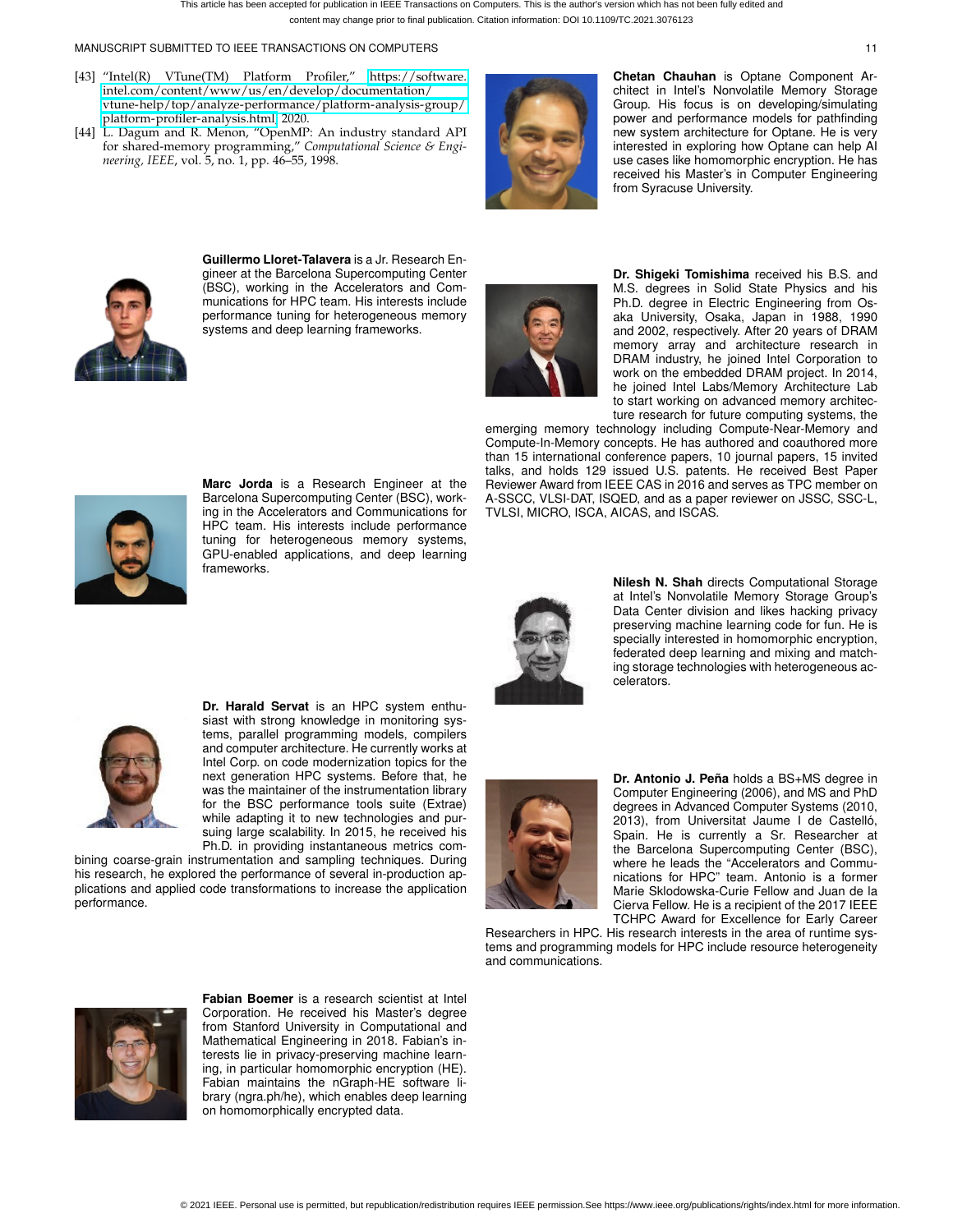[43] "Intel(R) VTune(TM) Platform Profiler," https://software.intel.com/content/www/us/en/develop/documentation/vtune-help/top/analyze-performance/platform-analysis-group/platform-profiler-analysis.html, 2020.

[44] L. Dagum and R. Menon, "OpenMP: An industry standard API for shared-memory programming," *Computational Science & Engineering, IEEE*, vol. 5, no. 1, pp. 46–55, 1998.

**Guillermo Lloret-Talavera** is a Jr. Research Engineer at the Barcelona Supercomputing Center (BSC), working in the Accelerators and Communications for HPC team. His interests include performance tuning for heterogeneous memory systems and deep learning frameworks.

**Marc Jorda** is a Research Engineer at the Barcelona Supercomputing Center (BSC), working in the Accelerators and Communications for HPC team. His interests include performance tuning for heterogeneous memory systems, GPU-enabled applications, and deep learning frameworks.

**Dr. Harald Servat** is an HPC system enthusiast with strong knowledge in monitoring systems, parallel programming models, compilers and computer architecture. He currently works at Intel Corp. on code modernization topics for the next generation HPC systems. Before that, he was the maintainer of the instrumentation library for the BSC performance tools suite (Extrae) while adapting it to new technologies and pursuing large scalability. In 2015, he received his Ph.D. in providing instantaneous metrics combining coarse-grain instrumentation and sampling techniques. During his research, he explored the performance of several in-production applications and applied code transformations to increase the application performance.

**Fabian Boemer** is a research scientist at Intel Corporation. He received his Master's degree from Stanford University in Computational and Mathematical Engineering in 2018. Fabian's interests lie in privacy-preserving machine learning, in particular homomorphic encryption (HE). Fabian maintains the nGraph-HE software library (ngra.ph/he), which enables deep learning on homomorphically encrypted data.

**Chetan Chauhan** is Optane Component Architect in Intel's Nonvolatile Memory Storage Group. His focus is on developing/simulating power and performance models for pathfinding new system architecture for Optane. He is very interested in exploring how Optane can help AI use cases like homomorphic encryption. He has received his Master's in Computer Engineering from Syracuse University.

**Dr. Shigeki Tomishima** received his B.S. and M.S. degrees in Solid State Physics and his Ph.D. degree in Electric Engineering from Osaka University, Osaka, Japan in 1988, 1990 and 2002, respectively. After 20 years of DRAM memory array and architecture research in DRAM industry, he joined Intel Corporation to work on the embedded DRAM project. In 2014, he joined Intel Labs/Memory Architecture Lab to start working on advanced memory architecture research for future computing systems, the emerging memory technology including Compute-Near-Memory and Compute-In-Memory concepts. He has authored and coauthored more than 15 international conference papers, 10 journal papers, 15 invited talks, and holds 129 issued U.S. patents. He received Best Paper Reviewer Award from IEEE CAS in 2016 and serves as TPC member on A-SSCC, VLSI-DAT, ISQED, and as a paper reviewer on JSSC, SSC-L, TVLSI, MICRO, ISCA, AICAS, and ISCAS.

**Nilesh N. Shah** directs Computational Storage at Intel's Nonvolatile Memory Storage Group's Data Center division and likes hacking privacy preserving machine learning code for fun. He is specially interested in homomorphic encryption, federated deep learning and mixing and matching storage technologies with heterogeneous accelerators.

**Dr. Antonio J. Peña** holds a BS+MS degree in Computer Engineering (2006), and MS and PhD degrees in Advanced Computer Systems (2010, 2013), from Universitat Jaume I de Castelló, Spain. He is currently a Sr. Researcher at the Barcelona Supercomputing Center (BSC), where he leads the "Accelerators and Communications for HPC" team. Antonio is a former Marie Sklodowska-Curie Fellow and Juan de la Cierva Fellow. He is a recipient of the 2017 IEEE TCHPC Award for Excellence for Early Career Researchers in HPC. His research interests in the area of runtime systems and programming models for HPC include resource heterogeneity and communications.